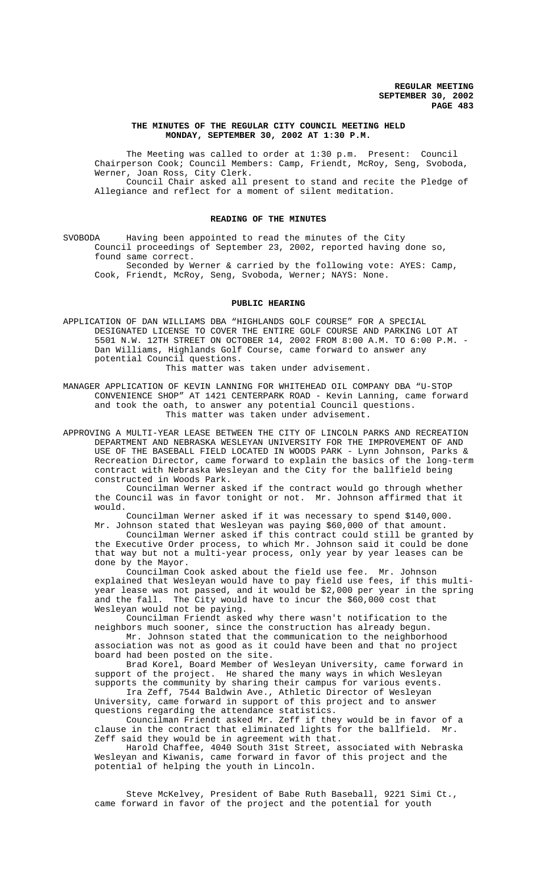# THE MINUTES OF THE REGULAR CITY COUNCIL MEETING HELD MONDAY, SEPTEMBER 30, 2002 AT 1:30 P.M.

The Meeting was called to order at 1:30 p.m. Present: Council Chairperson Cook; Council Members: Camp, Friendt, McRoy, Seng, Svoboda, Werner, Joan Ross, City Clerk.

Council Chair asked all present to stand and recite the Pledge of Allegiance and reflect for a moment of silent meditation.

## READING OF THE MINUTES

SVOBODA Having been appointed to read the minutes of the City Council proceedings of September 23, 2002, reported having done so, found same correct.

Seconded by Werner & carried by the following vote: AYES: Camp, Cook, Friendt, McRoy, Seng, Svoboda, Werner; NAYS: None.

## PUBLIC HEARING

APPLICATION OF DAN WILLIAMS DBA "HIGHLANDS GOLF COURSE" FOR A SPECIAL DESIGNATED LICENSE TO COVER THE ENTIRE GOLF COURSE AND PARKING LOT AT 5501 N.W. 12TH STREET ON OCTOBER 14, 2002 FROM 8:00 A.M. TO 6:00 P.M. - Dan Williams, Highlands Golf Course, came forward to answer any potential Council questions.

This matter was taken under advisement.

MANAGER APPLICATION OF KEVIN LANNING FOR WHITEHEAD OIL COMPANY DBA "U-STOP CONVENIENCE SHOP" AT 1421 CENTERPARK ROAD - Kevin Lanning, came forward and took the oath, to answer any potential Council questions.

This matter was taken under advisement.

APPROVING A MULTI-YEAR LEASE BETWEEN THE CITY OF LINCOLN PARKS AND RECREATION DEPARTMENT AND NEBRASKA WESLEYAN UNIVERSITY FOR THE IMPROVEMENT OF AND USE OF THE BASEBALL FIELD LOCATED IN WOODS PARK - Lynn Johnson, Parks & Recreation Director, came forward to explain the basics of the long-term contract with Nebraska Wesleyan and the City for the ballfield being constructed in Woods Park.

Councilman Werner asked if the contract would go through whether the Council was in favor tonight or not. Mr. Johnson affirmed that it would.

Councilman Werner asked if it was necessary to spend $140,000. Mr. Johnson stated that Wesleyan was paying $60,000 of that amount.

Councilman Werner asked if this contract could still be granted by the Executive Order process, to which Mr. Johnson said it could be done that way but not a multi-year process, only year by year leases can be done by the Mayor.

Councilman Cook asked about the field use fee. Mr. Johnson explained that Wesleyan would have to pay field use fees, if this multi-year lease was not passed, and it would be $2,000 per year in the spring and the fall. The City would have to incur the $60,000 cost that Wesleyan would not be paying.

Councilman Friendt asked why there wasn't notification to the neighbors much sooner, since the construction has already begun.

Mr. Johnson stated that the communication to the neighborhood association was not as good as it could have been and that no project board had been posted on the site.

Brad Korel, Board Member of Wesleyan University, came forward in support of the project. He shared the many ways in which Wesleyan supports the community by sharing their campus for various events.

Ira Zeff, 7544 Baldwin Ave., Athletic Director of Wesleyan University, came forward in support of this project and to answer questions regarding the attendance statistics.

Councilman Friendt asked Mr. Zeff if they would be in favor of a clause in the contract that eliminated lights for the ballfield. Mr. Zeff said they would be in agreement with that.

Harold Chaffee, 4040 South 31st Street, associated with Nebraska Wesleyan and Kiwanis, came forward in favor of this project and the potential of helping the youth in Lincoln.

Steve McKelvey, President of Babe Ruth Baseball, 9221 Simi Ct., came forward in favor of the project and the potential for youth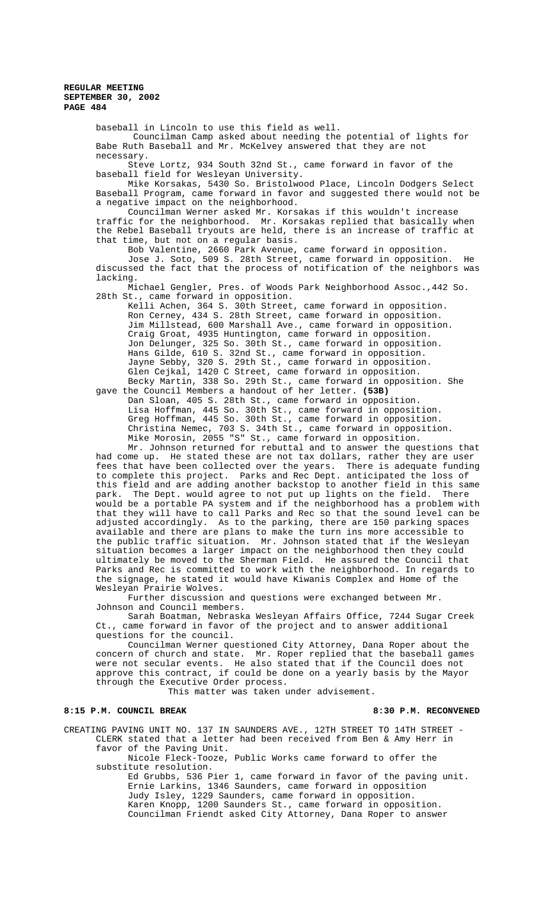baseball in Lincoln to use this field as well.

Councilman Camp asked about needing the potential of lights for Babe Ruth Baseball and Mr. McKelvey answered that they are not necessary.

Steve Lortz, 934 South 32nd St., came forward in favor of the baseball field for Wesleyan University.

Mike Korsakas, 5430 So. Bristolwood Place, Lincoln Dodgers Select Baseball Program, came forward in favor and suggested there would not be a negative impact on the neighborhood.

Councilman Werner asked Mr. Korsakas if this wouldn't increase traffic for the neighborhood. Mr. Korsakas replied that basically when the Rebel Baseball tryouts are held, there is an increase of traffic at that time, but not on a regular basis.

Bob Valentine, 2660 Park Avenue, came forward in opposition.

Jose J. Soto, 509 S. 28th Street, came forward in opposition. He discussed the fact that the process of notification of the neighbors was lacking.

Michael Gengler, Pres. of Woods Park Neighborhood Assoc.,442 So. 28th St., came forward in opposition.

Kelli Achen, 364 S. 30th Street, came forward in opposition.
Ron Cerney, 434 S. 28th Street, came forward in opposition.
Jim Millstead, 600 Marshall Ave., came forward in opposition.
Craig Groat, 4935 Huntington, came forward in opposition.
Jon Delunger, 325 So. 30th St., came forward in opposition.
Hans Gilde, 610 S. 32nd St., came forward in opposition.
Jayne Sebby, 320 S. 29th St., came forward in opposition.
Glen Cejkal, 1420 C Street, came forward in opposition.
Becky Martin, 338 So. 29th St., came forward in opposition. She gave the Council Members a handout of her letter. **(53B)**
Dan Sloan, 405 S. 28th St., came forward in opposition.
Lisa Hoffman, 445 So. 30th St., came forward in opposition.
Greg Hoffman, 445 So. 30th St., came forward in opposition.
Christina Nemec, 703 S. 34th St., came forward in opposition.
Mike Morosin, 2055 "S" St., came forward in opposition.

Mr. Johnson returned for rebuttal and to answer the questions that had come up. He stated these are not tax dollars, rather they are user fees that have been collected over the years. There is adequate funding to complete this project. Parks and Rec Dept. anticipated the loss of this field and are adding another backstop to another field in this same park. The Dept. would agree to not put up lights on the field. There would be a portable PA system and if the neighborhood has a problem with that they will have to call Parks and Rec so that the sound level can be adjusted accordingly. As to the parking, there are 150 parking spaces available and there are plans to make the turn ins more accessible to the public traffic situation. Mr. Johnson stated that if the Wesleyan situation becomes a larger impact on the neighborhood then they could ultimately be moved to the Sherman Field. He assured the Council that Parks and Rec is committed to work with the neighborhood. In regards to the signage, he stated it would have Kiwanis Complex and Home of the Wesleyan Prairie Wolves.

Further discussion and questions were exchanged between Mr. Johnson and Council members.

Sarah Boatman, Nebraska Wesleyan Affairs Office, 7244 Sugar Creek Ct., came forward in favor of the project and to answer additional questions for the council.

Councilman Werner questioned City Attorney, Dana Roper about the concern of church and state. Mr. Roper replied that the baseball games were not secular events. He also stated that if the Council does not approve this contract, if could be done on a yearly basis by the Mayor through the Executive Order process.

This matter was taken under advisement.

**8:15 P.M. COUNCIL BREAK** **8:30 P.M. RECONVENED**

CREATING PAVING UNIT NO. 137 IN SAUNDERS AVE., 12TH STREET TO 14TH STREET - CLERK stated that a letter had been received from Ben & Amy Herr in favor of the Paving Unit.

Nicole Fleck-Tooze, Public Works came forward to offer the substitute resolution.

Ed Grubbs, 536 Pier 1, came forward in favor of the paving unit.
Ernie Larkins, 1346 Saunders, came forward in opposition
Judy Isley, 1229 Saunders, came forward in opposition.
Karen Knopp, 1200 Saunders St., came forward in opposition.
Councilman Friendt asked City Attorney, Dana Roper to answer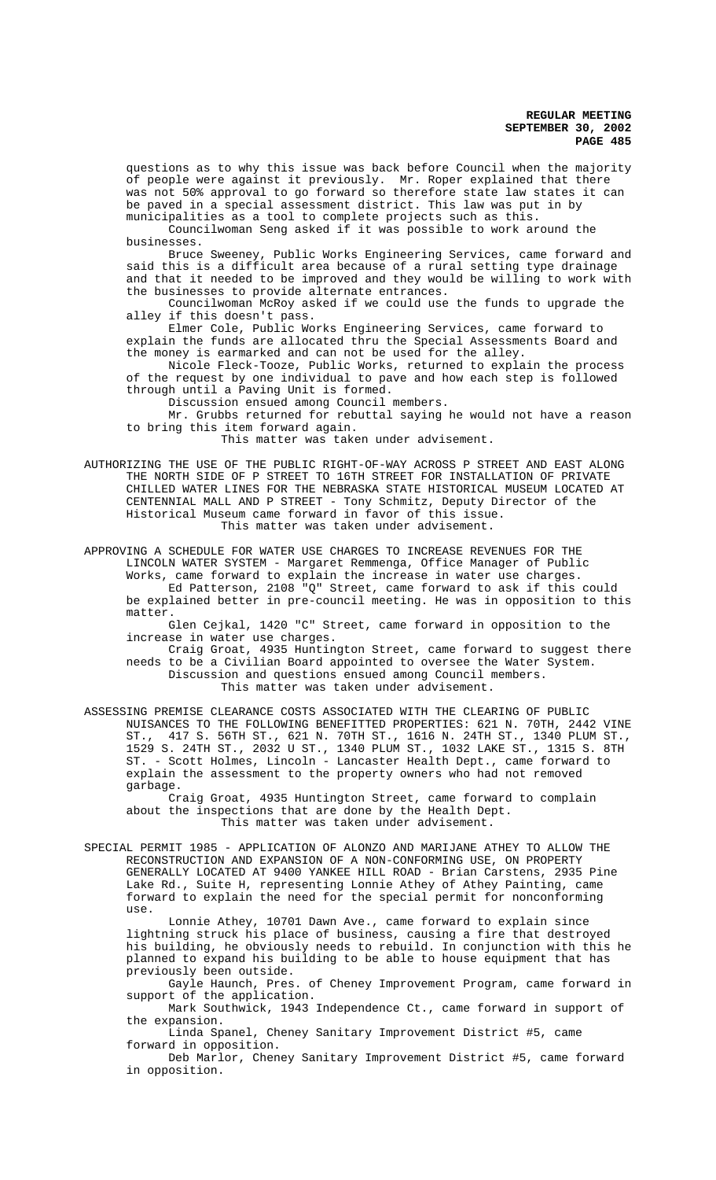questions as to why this issue was back before Council when the majority of people were against it previously. Mr. Roper explained that there was not 50% approval to go forward so therefore state law states it can be paved in a special assessment district. This law was put in by municipalities as a tool to complete projects such as this.

Councilwoman Seng asked if it was possible to work around the businesses.

Bruce Sweeney, Public Works Engineering Services, came forward and said this is a difficult area because of a rural setting type drainage and that it needed to be improved and they would be willing to work with the businesses to provide alternate entrances.

Councilwoman McRoy asked if we could use the funds to upgrade the alley if this doesn't pass.

Elmer Cole, Public Works Engineering Services, came forward to explain the funds are allocated thru the Special Assessments Board and the money is earmarked and can not be used for the alley.

Nicole Fleck-Tooze, Public Works, returned to explain the process of the request by one individual to pave and how each step is followed through until a Paving Unit is formed.

Discussion ensued among Council members.

Mr. Grubbs returned for rebuttal saying he would not have a reason to bring this item forward again.

This matter was taken under advisement.

AUTHORIZING THE USE OF THE PUBLIC RIGHT-OF-WAY ACROSS P STREET AND EAST ALONG THE NORTH SIDE OF P STREET TO 16TH STREET FOR INSTALLATION OF PRIVATE CHILLED WATER LINES FOR THE NEBRASKA STATE HISTORICAL MUSEUM LOCATED AT CENTENNIAL MALL AND P STREET - Tony Schmitz, Deputy Director of the Historical Museum came forward in favor of this issue.

This matter was taken under advisement.

APPROVING A SCHEDULE FOR WATER USE CHARGES TO INCREASE REVENUES FOR THE LINCOLN WATER SYSTEM - Margaret Remmenga, Office Manager of Public Works, came forward to explain the increase in water use charges.

Ed Patterson, 2108 "Q" Street, came forward to ask if this could be explained better in pre-council meeting. He was in opposition to this matter.

Glen Cejkal, 1420 "C" Street, came forward in opposition to the increase in water use charges.

Craig Groat, 4935 Huntington Street, came forward to suggest there needs to be a Civilian Board appointed to oversee the Water System.

Discussion and questions ensued among Council members.

This matter was taken under advisement.

ASSESSING PREMISE CLEARANCE COSTS ASSOCIATED WITH THE CLEARING OF PUBLIC NUISANCES TO THE FOLLOWING BENEFITTED PROPERTIES: 621 N. 70TH, 2442 VINE ST., 417 S. 56TH ST., 621 N. 70TH ST., 1616 N. 24TH ST., 1340 PLUM ST., 1529 S. 24TH ST., 2032 U ST., 1340 PLUM ST., 1032 LAKE ST., 1315 S. 8TH ST. - Scott Holmes, Lincoln - Lancaster Health Dept., came forward to explain the assessment to the property owners who had not removed garbage.

Craig Groat, 4935 Huntington Street, came forward to complain about the inspections that are done by the Health Dept.

This matter was taken under advisement.

SPECIAL PERMIT 1985 - APPLICATION OF ALONZO AND MARIJANE ATHEY TO ALLOW THE RECONSTRUCTION AND EXPANSION OF A NON-CONFORMING USE, ON PROPERTY GENERALLY LOCATED AT 9400 YANKEE HILL ROAD - Brian Carstens, 2935 Pine Lake Rd., Suite H, representing Lonnie Athey of Athey Painting, came forward to explain the need for the special permit for nonconforming use.

Lonnie Athey, 10701 Dawn Ave., came forward to explain since lightning struck his place of business, causing a fire that destroyed his building, he obviously needs to rebuild. In conjunction with this he planned to expand his building to be able to house equipment that has previously been outside.

Gayle Haunch, Pres. of Cheney Improvement Program, came forward in support of the application.

Mark Southwick, 1943 Independence Ct., came forward in support of the expansion.

Linda Spanel, Cheney Sanitary Improvement District #5, came forward in opposition.

Deb Marlor, Cheney Sanitary Improvement District #5, came forward in opposition.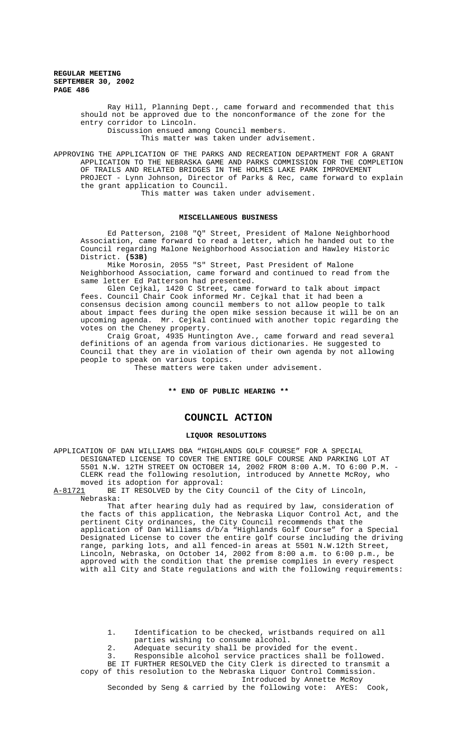Ray Hill, Planning Dept., came forward and recommended that this should not be approved due to the nonconformance of the zone for the entry corridor to Lincoln.

Discussion ensued among Council members.

This matter was taken under advisement.

APPROVING THE APPLICATION OF THE PARKS AND RECREATION DEPARTMENT FOR A GRANT APPLICATION TO THE NEBRASKA GAME AND PARKS COMMISSION FOR THE COMPLETION OF TRAILS AND RELATED BRIDGES IN THE HOLMES LAKE PARK IMPROVEMENT PROJECT - Lynn Johnson, Director of Parks & Rec, came forward to explain the grant application to Council.

This matter was taken under advisement.

**MISCELLANEOUS BUSINESS**

Ed Patterson, 2108 "Q" Street, President of Malone Neighborhood Association, came forward to read a letter, which he handed out to the Council regarding Malone Neighborhood Association and Hawley Historic District. **(53B)**

Mike Morosin, 2055 "S" Street, Past President of Malone Neighborhood Association, came forward and continued to read from the same letter Ed Patterson had presented.

Glen Cejkal, 1420 C Street, came forward to talk about impact fees. Council Chair Cook informed Mr. Cejkal that it had been a consensus decision among council members to not allow people to talk about impact fees during the open mike session because it will be on an upcoming agenda. Mr. Cejkal continued with another topic regarding the votes on the Cheney property.

Craig Groat, 4935 Huntington Ave., came forward and read several definitions of an agenda from various dictionaries. He suggested to Council that they are in violation of their own agenda by not allowing people to speak on various topics.

These matters were taken under advisement.

**\*\* END OF PUBLIC HEARING \*\***

# COUNCIL ACTION

**LIQUOR RESOLUTIONS**

APPLICATION OF DAN WILLIAMS DBA "HIGHLANDS GOLF COURSE" FOR A SPECIAL DESIGNATED LICENSE TO COVER THE ENTIRE GOLF COURSE AND PARKING LOT AT 5501 N.W. 12TH STREET ON OCTOBER 14, 2002 FROM 8:00 A.M. TO 6:00 P.M. - CLERK read the following resolution, introduced by Annette McRoy, who moved its adoption for approval:

A-81721 BE IT RESOLVED by the City Council of the City of Lincoln, Nebraska:

That after hearing duly had as required by law, consideration of the facts of this application, the Nebraska Liquor Control Act, and the pertinent City ordinances, the City Council recommends that the application of Dan Williams d/b/a "Highlands Golf Course" for a Special Designated License to cover the entire golf course including the driving range, parking lots, and all fenced-in areas at 5501 N.W.12th Street, Lincoln, Nebraska, on October 14, 2002 from 8:00 a.m. to 6:00 p.m., be approved with the condition that the premise complies in every respect with all City and State regulations and with the following requirements:

1. Identification to be checked, wristbands required on all parties wishing to consume alcohol.
2. Adequate security shall be provided for the event.
3. Responsible alcohol service practices shall be followed.

BE IT FURTHER RESOLVED the City Clerk is directed to transmit a copy of this resolution to the Nebraska Liquor Control Commission.

Introduced by Annette McRoy

Seconded by Seng & carried by the following vote: AYES: Cook,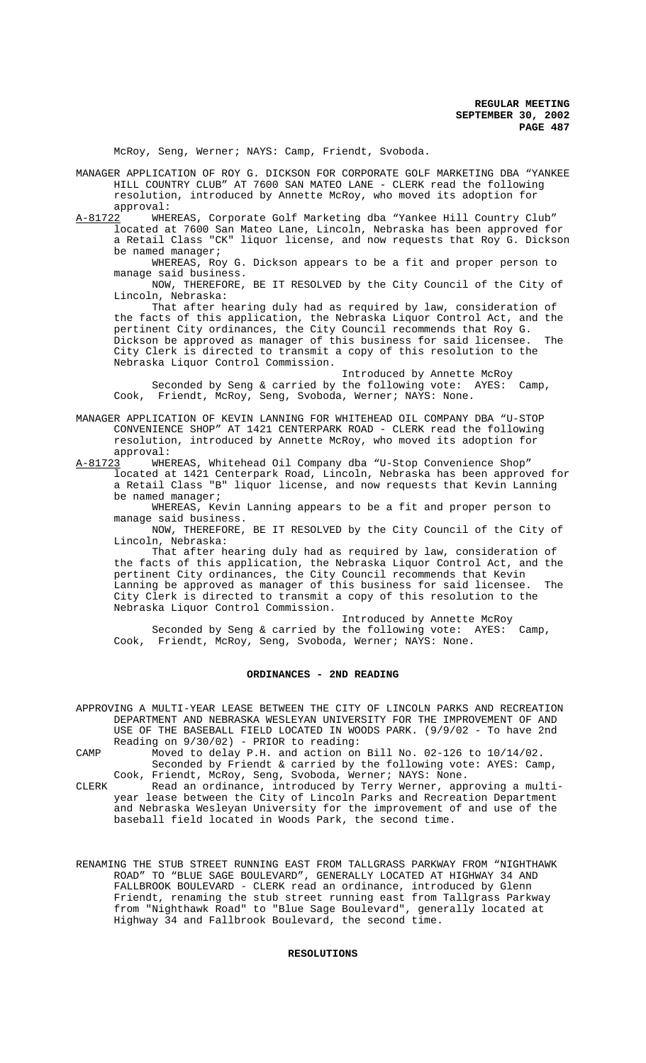McRoy, Seng, Werner; NAYS: Camp, Friendt, Svoboda.

MANAGER APPLICATION OF ROY G. DICKSON FOR CORPORATE GOLF MARKETING DBA "YANKEE HILL COUNTRY CLUB" AT 7600 SAN MATEO LANE - CLERK read the following resolution, introduced by Annette McRoy, who moved its adoption for approval:

A-81722 WHEREAS, Corporate Golf Marketing dba "Yankee Hill Country Club" located at 7600 San Mateo Lane, Lincoln, Nebraska has been approved for a Retail Class "CK" liquor license, and now requests that Roy G. Dickson be named manager;

WHEREAS, Roy G. Dickson appears to be a fit and proper person to manage said business.

NOW, THEREFORE, BE IT RESOLVED by the City Council of the City of Lincoln, Nebraska:

That after hearing duly had as required by law, consideration of the facts of this application, the Nebraska Liquor Control Act, and the pertinent City ordinances, the City Council recommends that Roy G. Dickson be approved as manager of this business for said licensee. The City Clerk is directed to transmit a copy of this resolution to the Nebraska Liquor Control Commission.

Introduced by Annette McRoy

Seconded by Seng & carried by the following vote: AYES: Camp, Cook, Friendt, McRoy, Seng, Svoboda, Werner; NAYS: None.

MANAGER APPLICATION OF KEVIN LANNING FOR WHITEHEAD OIL COMPANY DBA "U-STOP CONVENIENCE SHOP" AT 1421 CENTERPARK ROAD - CLERK read the following resolution, introduced by Annette McRoy, who moved its adoption for approval:

A-81723 WHEREAS, Whitehead Oil Company dba "U-Stop Convenience Shop" located at 1421 Centerpark Road, Lincoln, Nebraska has been approved for a Retail Class "B" liquor license, and now requests that Kevin Lanning be named manager;

WHEREAS, Kevin Lanning appears to be a fit and proper person to manage said business.

NOW, THEREFORE, BE IT RESOLVED by the City Council of the City of Lincoln, Nebraska:

That after hearing duly had as required by law, consideration of the facts of this application, the Nebraska Liquor Control Act, and the pertinent City ordinances, the City Council recommends that Kevin Lanning be approved as manager of this business for said licensee. The City Clerk is directed to transmit a copy of this resolution to the Nebraska Liquor Control Commission.

Introduced by Annette McRoy

Seconded by Seng & carried by the following vote: AYES: Camp, Cook, Friendt, McRoy, Seng, Svoboda, Werner; NAYS: None.

## ORDINANCES - 2ND READING

APPROVING A MULTI-YEAR LEASE BETWEEN THE CITY OF LINCOLN PARKS AND RECREATION DEPARTMENT AND NEBRASKA WESLEYAN UNIVERSITY FOR THE IMPROVEMENT OF AND USE OF THE BASEBALL FIELD LOCATED IN WOODS PARK. (9/9/02 - To have 2nd Reading on 9/30/02) - PRIOR to reading:

CAMP Moved to delay P.H. and action on Bill No. 02-126 to 10/14/02.

Seconded by Friendt & carried by the following vote: AYES: Camp, Cook, Friendt, McRoy, Seng, Svoboda, Werner; NAYS: None.

CLERK Read an ordinance, introduced by Terry Werner, approving a multi-year lease between the City of Lincoln Parks and Recreation Department and Nebraska Wesleyan University for the improvement of and use of the baseball field located in Woods Park, the second time.

RENAMING THE STUB STREET RUNNING EAST FROM TALLGRASS PARKWAY FROM "NIGHTHAWK ROAD" TO "BLUE SAGE BOULEVARD", GENERALLY LOCATED AT HIGHWAY 34 AND FALLBROOK BOULEVARD - CLERK read an ordinance, introduced by Glenn Friendt, renaming the stub street running east from Tallgrass Parkway from "Nighthawk Road" to "Blue Sage Boulevard", generally located at Highway 34 and Fallbrook Boulevard, the second time.

## RESOLUTIONS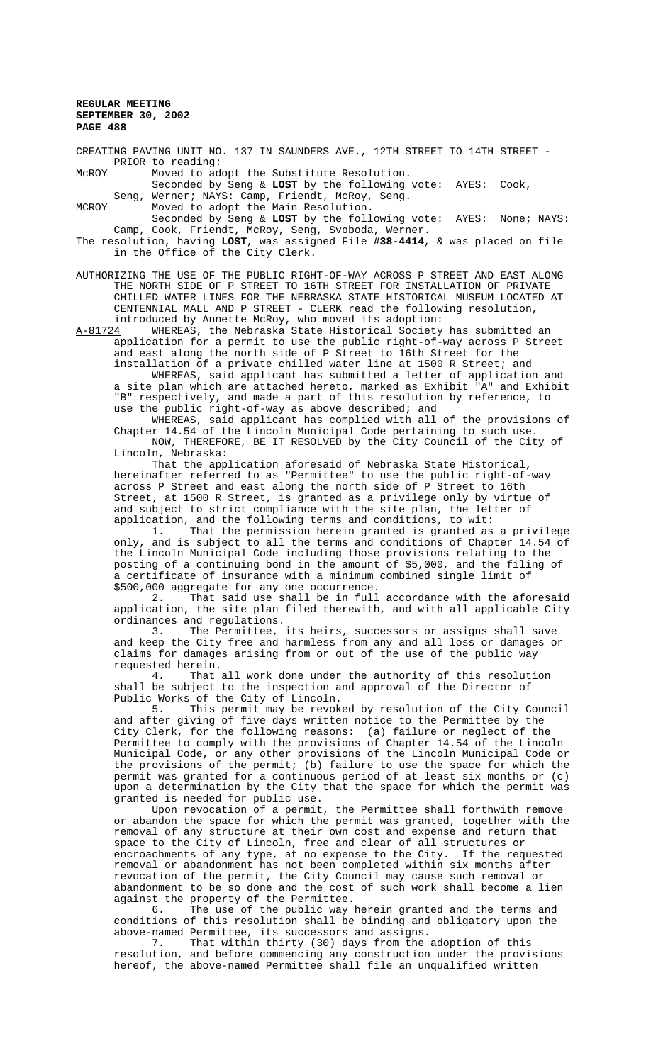CREATING PAVING UNIT NO. 137 IN SAUNDERS AVE., 12TH STREET TO 14TH STREET - PRIOR to reading:

McROY Moved to adopt the Substitute Resolution.

Seconded by Seng & **LOST** by the following vote: AYES: Cook, Seng, Werner; NAYS: Camp, Friendt, McRoy, Seng.

MCROY Moved to adopt the Main Resolution.

Seconded by Seng & **LOST** by the following vote: AYES: None; NAYS: Camp, Cook, Friendt, McRoy, Seng, Svoboda, Werner.

The resolution, having **LOST**, was assigned File **#38-4414**, & was placed on file in the Office of the City Clerk.

AUTHORIZING THE USE OF THE PUBLIC RIGHT-OF-WAY ACROSS P STREET AND EAST ALONG THE NORTH SIDE OF P STREET TO 16TH STREET FOR INSTALLATION OF PRIVATE CHILLED WATER LINES FOR THE NEBRASKA STATE HISTORICAL MUSEUM LOCATED AT CENTENNIAL MALL AND P STREET - CLERK read the following resolution, introduced by Annette McRoy, who moved its adoption:

A-81724 WHEREAS, the Nebraska State Historical Society has submitted an application for a permit to use the public right-of-way across P Street and east along the north side of P Street to 16th Street for the installation of a private chilled water line at 1500 R Street; and

WHEREAS, said applicant has submitted a letter of application and a site plan which are attached hereto, marked as Exhibit "A" and Exhibit "B" respectively, and made a part of this resolution by reference, to use the public right-of-way as above described; and

WHEREAS, said applicant has complied with all of the provisions of Chapter 14.54 of the Lincoln Municipal Code pertaining to such use.

NOW, THEREFORE, BE IT RESOLVED by the City Council of the City of Lincoln, Nebraska:

That the application aforesaid of Nebraska State Historical, hereinafter referred to as "Permittee" to use the public right-of-way across P Street and east along the north side of P Street to 16th Street, at 1500 R Street, is granted as a privilege only by virtue of and subject to strict compliance with the site plan, the letter of application, and the following terms and conditions, to wit:

1. That the permission herein granted is granted as a privilege only, and is subject to all the terms and conditions of Chapter 14.54 of the Lincoln Municipal Code including those provisions relating to the posting of a continuing bond in the amount of $5,000, and the filing of a certificate of insurance with a minimum combined single limit of $500,000 aggregate for any one occurrence.

2. That said use shall be in full accordance with the aforesaid application, the site plan filed therewith, and with all applicable City ordinances and regulations.

3. The Permittee, its heirs, successors or assigns shall save and keep the City free and harmless from any and all loss or damages or claims for damages arising from or out of the use of the public way requested herein.

4. That all work done under the authority of this resolution shall be subject to the inspection and approval of the Director of Public Works of the City of Lincoln.

5. This permit may be revoked by resolution of the City Council and after giving of five days written notice to the Permittee by the City Clerk, for the following reasons: (a) failure or neglect of the Permittee to comply with the provisions of Chapter 14.54 of the Lincoln Municipal Code, or any other provisions of the Lincoln Municipal Code or the provisions of the permit; (b) failure to use the space for which the permit was granted for a continuous period of at least six months or (c) upon a determination by the City that the space for which the permit was granted is needed for public use.

Upon revocation of a permit, the Permittee shall forthwith remove or abandon the space for which the permit was granted, together with the removal of any structure at their own cost and expense and return that space to the City of Lincoln, free and clear of all structures or encroachments of any type, at no expense to the City. If the requested removal or abandonment has not been completed within six months after revocation of the permit, the City Council may cause such removal or abandonment to be so done and the cost of such work shall become a lien against the property of the Permittee.

6. The use of the public way herein granted and the terms and conditions of this resolution shall be binding and obligatory upon the above-named Permittee, its successors and assigns.

7. That within thirty (30) days from the adoption of this resolution, and before commencing any construction under the provisions hereof, the above-named Permittee shall file an unqualified written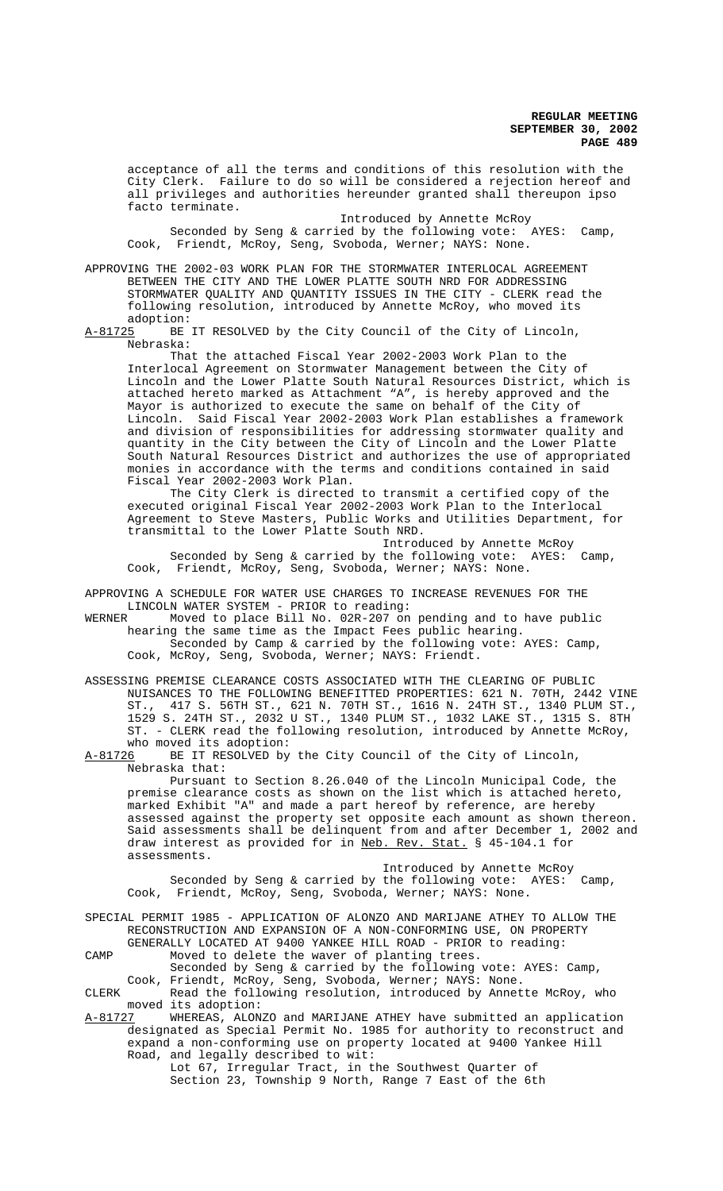acceptance of all the terms and conditions of this resolution with the City Clerk. Failure to do so will be considered a rejection hereof and all privileges and authorities hereunder granted shall thereupon ipso facto terminate.

Introduced by Annette McRoy

Seconded by Seng & carried by the following vote: AYES: Camp, Cook, Friendt, McRoy, Seng, Svoboda, Werner; NAYS: None.

APPROVING THE 2002-03 WORK PLAN FOR THE STORMWATER INTERLOCAL AGREEMENT BETWEEN THE CITY AND THE LOWER PLATTE SOUTH NRD FOR ADDRESSING STORMWATER QUALITY AND QUANTITY ISSUES IN THE CITY - CLERK read the following resolution, introduced by Annette McRoy, who moved its adoption:

A-81725 BE IT RESOLVED by the City Council of the City of Lincoln, Nebraska:

That the attached Fiscal Year 2002-2003 Work Plan to the Interlocal Agreement on Stormwater Management between the City of Lincoln and the Lower Platte South Natural Resources District, which is attached hereto marked as Attachment "A", is hereby approved and the Mayor is authorized to execute the same on behalf of the City of Lincoln. Said Fiscal Year 2002-2003 Work Plan establishes a framework and division of responsibilities for addressing stormwater quality and quantity in the City between the City of Lincoln and the Lower Platte South Natural Resources District and authorizes the use of appropriated monies in accordance with the terms and conditions contained in said Fiscal Year 2002-2003 Work Plan.

The City Clerk is directed to transmit a certified copy of the executed original Fiscal Year 2002-2003 Work Plan to the Interlocal Agreement to Steve Masters, Public Works and Utilities Department, for transmittal to the Lower Platte South NRD.

Introduced by Annette McRoy

Seconded by Seng & carried by the following vote: AYES: Camp, Cook, Friendt, McRoy, Seng, Svoboda, Werner; NAYS: None.

APPROVING A SCHEDULE FOR WATER USE CHARGES TO INCREASE REVENUES FOR THE LINCOLN WATER SYSTEM - PRIOR to reading:

WERNER Moved to place Bill No. 02R-207 on pending and to have public hearing the same time as the Impact Fees public hearing.

Seconded by Camp & carried by the following vote: AYES: Camp, Cook, McRoy, Seng, Svoboda, Werner; NAYS: Friendt.

ASSESSING PREMISE CLEARANCE COSTS ASSOCIATED WITH THE CLEARING OF PUBLIC NUISANCES TO THE FOLLOWING BENEFITTED PROPERTIES: 621 N. 70TH, 2442 VINE ST., 417 S. 56TH ST., 621 N. 70TH ST., 1616 N. 24TH ST., 1340 PLUM ST., 1529 S. 24TH ST., 2032 U ST., 1340 PLUM ST., 1032 LAKE ST., 1315 S. 8TH ST. - CLERK read the following resolution, introduced by Annette McRoy, who moved its adoption:

A-81726 BE IT RESOLVED by the City Council of the City of Lincoln, Nebraska that:

Pursuant to Section 8.26.040 of the Lincoln Municipal Code, the premise clearance costs as shown on the list which is attached hereto, marked Exhibit "A" and made a part hereof by reference, are hereby assessed against the property set opposite each amount as shown thereon. Said assessments shall be delinquent from and after December 1, 2002 and draw interest as provided for in Neb. Rev. Stat. § 45-104.1 for assessments.

Introduced by Annette McRoy

Seconded by Seng & carried by the following vote: AYES: Camp, Cook, Friendt, McRoy, Seng, Svoboda, Werner; NAYS: None.

SPECIAL PERMIT 1985 - APPLICATION OF ALONZO AND MARIJANE ATHEY TO ALLOW THE RECONSTRUCTION AND EXPANSION OF A NON-CONFORMING USE, ON PROPERTY GENERALLY LOCATED AT 9400 YANKEE HILL ROAD - PRIOR to reading:

CAMP Moved to delete the waver of planting trees.

Seconded by Seng & carried by the following vote: AYES: Camp, Cook, Friendt, McRoy, Seng, Svoboda, Werner; NAYS: None.

CLERK Read the following resolution, introduced by Annette McRoy, who moved its adoption:

A-81727 WHEREAS, ALONZO and MARIJANE ATHEY have submitted an application designated as Special Permit No. 1985 for authority to reconstruct and expand a non-conforming use on property located at 9400 Yankee Hill Road, and legally described to wit:

Lot 67, Irregular Tract, in the Southwest Quarter of Section 23, Township 9 North, Range 7 East of the 6th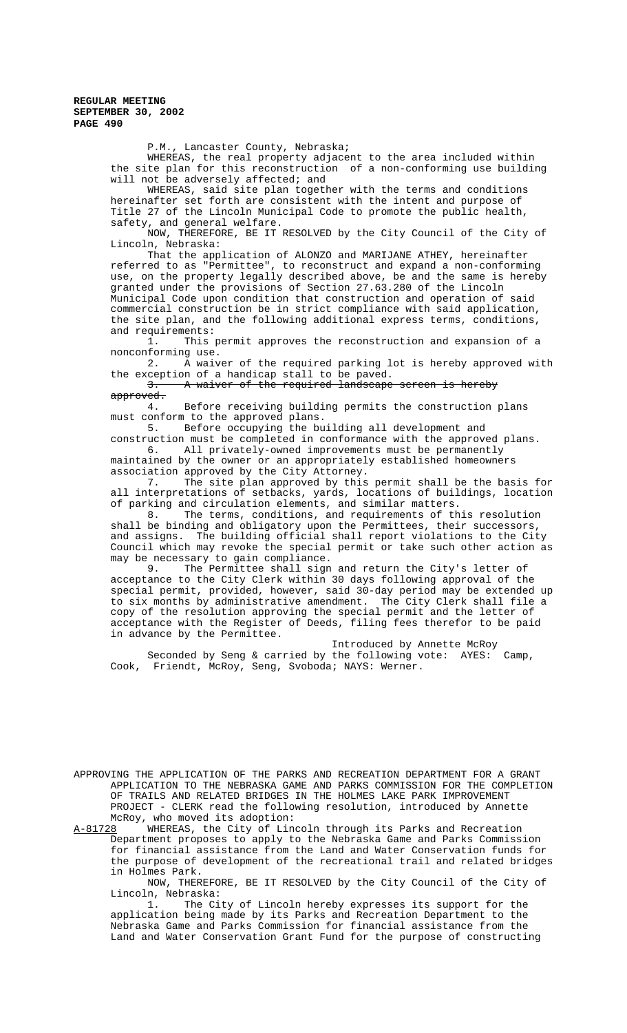P.M., Lancaster County, Nebraska;

WHEREAS, the real property adjacent to the area included within the site plan for this reconstruction of a non-conforming use building will not be adversely affected; and

WHEREAS, said site plan together with the terms and conditions hereinafter set forth are consistent with the intent and purpose of Title 27 of the Lincoln Municipal Code to promote the public health, safety, and general welfare.

NOW, THEREFORE, BE IT RESOLVED by the City Council of the City of Lincoln, Nebraska:

That the application of ALONZO and MARIJANE ATHEY, hereinafter referred to as "Permittee", to reconstruct and expand a non-conforming use, on the property legally described above, be and the same is hereby granted under the provisions of Section 27.63.280 of the Lincoln Municipal Code upon condition that construction and operation of said commercial construction be in strict compliance with said application, the site plan, and the following additional express terms, conditions, and requirements:

1. This permit approves the reconstruction and expansion of a nonconforming use.
2. A waiver of the required parking lot is hereby approved with the exception of a handicap stall to be paved.
3. ~~A waiver of the required landscape screen is hereby approved.~~
4. Before receiving building permits the construction plans must conform to the approved plans.
5. Before occupying the building all development and construction must be completed in conformance with the approved plans.
6. All privately-owned improvements must be permanently maintained by the owner or an appropriately established homeowners association approved by the City Attorney.
7. The site plan approved by this permit shall be the basis for all interpretations of setbacks, yards, locations of buildings, location of parking and circulation elements, and similar matters.
8. The terms, conditions, and requirements of this resolution shall be binding and obligatory upon the Permittees, their successors, and assigns. The building official shall report violations to the City Council which may revoke the special permit or take such other action as may be necessary to gain compliance.
9. The Permittee shall sign and return the City's letter of acceptance to the City Clerk within 30 days following approval of the special permit, provided, however, said 30-day period may be extended up to six months by administrative amendment. The City Clerk shall file a copy of the resolution approving the special permit and the letter of acceptance with the Register of Deeds, filing fees therefor to be paid in advance by the Permittee.

Introduced by Annette McRoy

Seconded by Seng & carried by the following vote: AYES: Camp, Cook, Friendt, McRoy, Seng, Svoboda; NAYS: Werner.

APPROVING THE APPLICATION OF THE PARKS AND RECREATION DEPARTMENT FOR A GRANT APPLICATION TO THE NEBRASKA GAME AND PARKS COMMISSION FOR THE COMPLETION OF TRAILS AND RELATED BRIDGES IN THE HOLMES LAKE PARK IMPROVEMENT PROJECT - CLERK read the following resolution, introduced by Annette McRoy, who moved its adoption:

A-81728 WHEREAS, the City of Lincoln through its Parks and Recreation Department proposes to apply to the Nebraska Game and Parks Commission for financial assistance from the Land and Water Conservation funds for the purpose of development of the recreational trail and related bridges in Holmes Park.

NOW, THEREFORE, BE IT RESOLVED by the City Council of the City of Lincoln, Nebraska:

1. The City of Lincoln hereby expresses its support for the application being made by its Parks and Recreation Department to the Nebraska Game and Parks Commission for financial assistance from the Land and Water Conservation Grant Fund for the purpose of constructing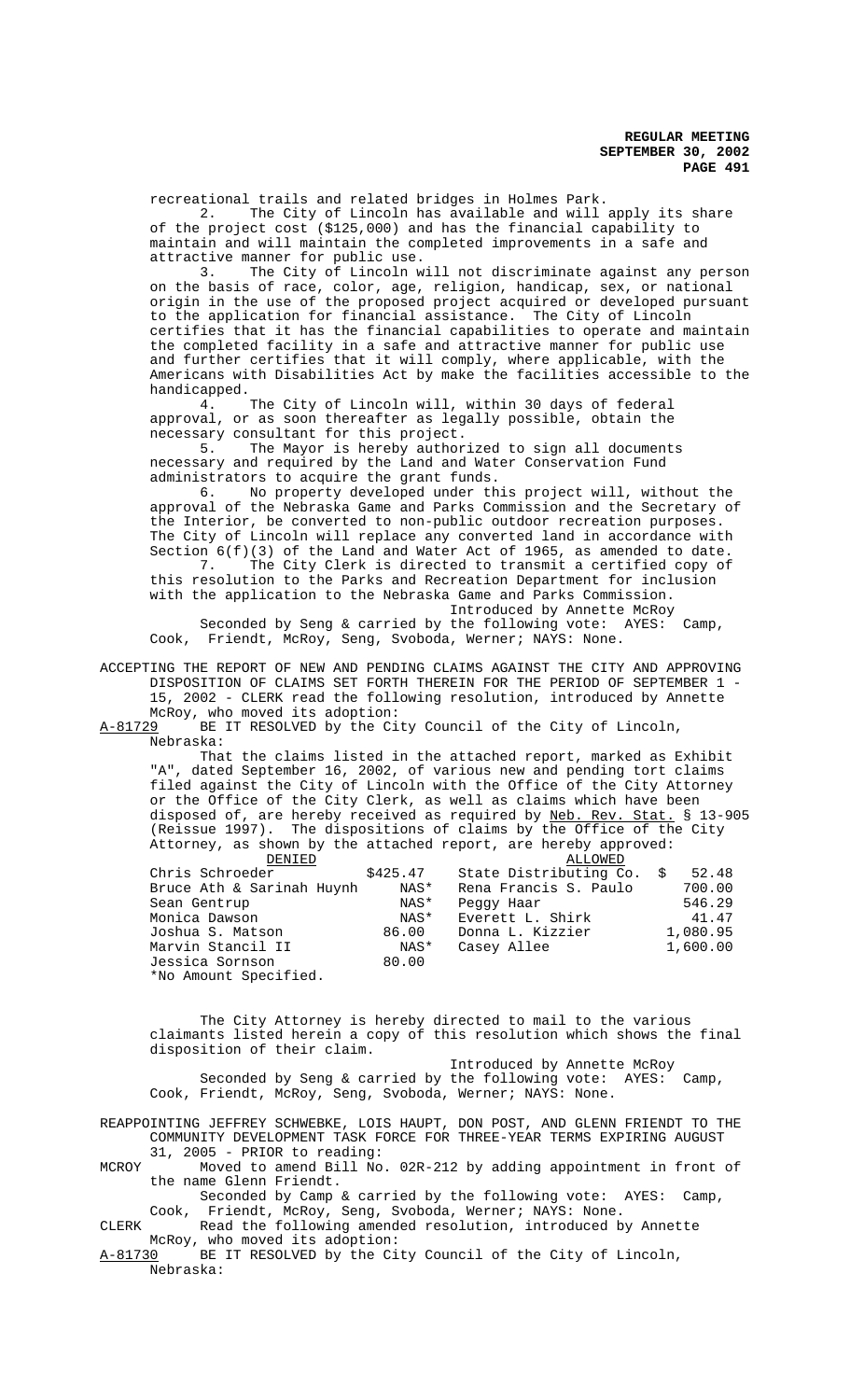recreational trails and related bridges in Holmes Park.

2. The City of Lincoln has available and will apply its share of the project cost ($125,000) and has the financial capability to maintain and will maintain the completed improvements in a safe and attractive manner for public use.

3. The City of Lincoln will not discriminate against any person on the basis of race, color, age, religion, handicap, sex, or national origin in the use of the proposed project acquired or developed pursuant to the application for financial assistance. The City of Lincoln certifies that it has the financial capabilities to operate and maintain the completed facility in a safe and attractive manner for public use and further certifies that it will comply, where applicable, with the Americans with Disabilities Act by make the facilities accessible to the handicapped.

4. The City of Lincoln will, within 30 days of federal approval, or as soon thereafter as legally possible, obtain the necessary consultant for this project.

5. The Mayor is hereby authorized to sign all documents necessary and required by the Land and Water Conservation Fund administrators to acquire the grant funds.

6. No property developed under this project will, without the approval of the Nebraska Game and Parks Commission and the Secretary of the Interior, be converted to non-public outdoor recreation purposes. The City of Lincoln will replace any converted land in accordance with Section 6(f)(3) of the Land and Water Act of 1965, as amended to date.

7. The City Clerk is directed to transmit a certified copy of this resolution to the Parks and Recreation Department for inclusion with the application to the Nebraska Game and Parks Commission.

Introduced by Annette McRoy

Seconded by Seng & carried by the following vote: AYES: Camp, Cook, Friendt, McRoy, Seng, Svoboda, Werner; NAYS: None.

ACCEPTING THE REPORT OF NEW AND PENDING CLAIMS AGAINST THE CITY AND APPROVING DISPOSITION OF CLAIMS SET FORTH THEREIN FOR THE PERIOD OF SEPTEMBER 1 - 15, 2002 - CLERK read the following resolution, introduced by Annette McRoy, who moved its adoption:

A-81729 BE IT RESOLVED by the City Council of the City of Lincoln, Nebraska:

That the claims listed in the attached report, marked as Exhibit "A", dated September 16, 2002, of various new and pending tort claims filed against the City of Lincoln with the Office of the City Attorney or the Office of the City Clerk, as well as claims which have been disposed of, are hereby received as required by Neb. Rev. Stat. § 13-905 (Reissue 1997). The dispositions of claims by the Office of the City Attorney, as shown by the attached report, are hereby approved:

| DENIED | | ALLOWED | |
|---|---|---|---|
| Chris Schroeder | $425.47 | State Distributing Co. | $ 52.48 |
| Bruce Ath & Sarinah Huynh | NAS* | Rena Francis S. Paulo | 700.00 |
| Sean Gentrup | NAS* | Peggy Haar | 546.29 |
| Monica Dawson | NAS* | Everett L. Shirk | 41.47 |
| Joshua S. Matson | 86.00 | Donna L. Kizzier | 1,080.95 |
| Marvin Stancil II | NAS* | Casey Allee | 1,600.00 |
| Jessica Sornson | 80.00 | | |

*No Amount Specified.

The City Attorney is hereby directed to mail to the various claimants listed herein a copy of this resolution which shows the final disposition of their claim.

Introduced by Annette McRoy

Seconded by Seng & carried by the following vote: AYES: Camp, Cook, Friendt, McRoy, Seng, Svoboda, Werner; NAYS: None.

REAPPOINTING JEFFREY SCHWEBKE, LOIS HAUPT, DON POST, AND GLENN FRIENDT TO THE COMMUNITY DEVELOPMENT TASK FORCE FOR THREE-YEAR TERMS EXPIRING AUGUST 31, 2005 - PRIOR to reading:

MCROY Moved to amend Bill No. 02R-212 by adding appointment in front of the name Glenn Friendt.

Seconded by Camp & carried by the following vote: AYES: Camp, Cook, Friendt, McRoy, Seng, Svoboda, Werner; NAYS: None.

CLERK Read the following amended resolution, introduced by Annette McRoy, who moved its adoption:

A-81730 BE IT RESOLVED by the City Council of the City of Lincoln, Nebraska: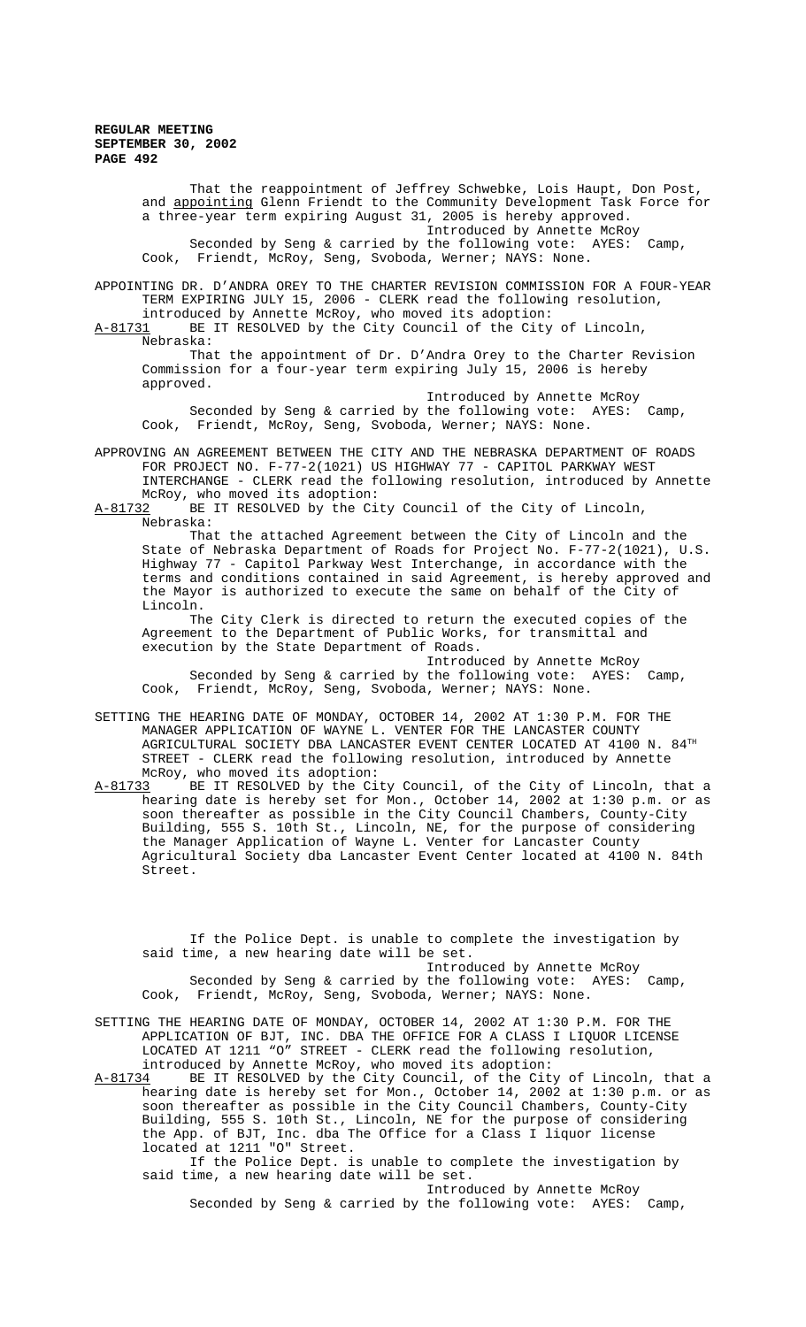That the reappointment of Jeffrey Schwebke, Lois Haupt, Don Post, and appointing Glenn Friendt to the Community Development Task Force for a three-year term expiring August 31, 2005 is hereby approved.

Introduced by Annette McRoy

Seconded by Seng & carried by the following vote: AYES: Camp, Cook, Friendt, McRoy, Seng, Svoboda, Werner; NAYS: None.

APPOINTING DR. D'ANDRA OREY TO THE CHARTER REVISION COMMISSION FOR A FOUR-YEAR TERM EXPIRING JULY 15, 2006 - CLERK read the following resolution, introduced by Annette McRoy, who moved its adoption:

A-81731 BE IT RESOLVED by the City Council of the City of Lincoln, Nebraska:

That the appointment of Dr. D'Andra Orey to the Charter Revision Commission for a four-year term expiring July 15, 2006 is hereby approved.

Introduced by Annette McRoy

Seconded by Seng & carried by the following vote: AYES: Camp, Cook, Friendt, McRoy, Seng, Svoboda, Werner; NAYS: None.

APPROVING AN AGREEMENT BETWEEN THE CITY AND THE NEBRASKA DEPARTMENT OF ROADS FOR PROJECT NO. F-77-2(1021) US HIGHWAY 77 - CAPITOL PARKWAY WEST INTERCHANGE - CLERK read the following resolution, introduced by Annette McRoy, who moved its adoption:

A-81732 BE IT RESOLVED by the City Council of the City of Lincoln, Nebraska:

That the attached Agreement between the City of Lincoln and the State of Nebraska Department of Roads for Project No. F-77-2(1021), U.S. Highway 77 - Capitol Parkway West Interchange, in accordance with the terms and conditions contained in said Agreement, is hereby approved and the Mayor is authorized to execute the same on behalf of the City of Lincoln.

The City Clerk is directed to return the executed copies of the Agreement to the Department of Public Works, for transmittal and execution by the State Department of Roads.

Introduced by Annette McRoy

Seconded by Seng & carried by the following vote: AYES: Camp, Cook, Friendt, McRoy, Seng, Svoboda, Werner; NAYS: None.

SETTING THE HEARING DATE OF MONDAY, OCTOBER 14, 2002 AT 1:30 P.M. FOR THE MANAGER APPLICATION OF WAYNE L. VENTER FOR THE LANCASTER COUNTY AGRICULTURAL SOCIETY DBA LANCASTER EVENT CENTER LOCATED AT 4100 N. 84TH STREET - CLERK read the following resolution, introduced by Annette McRoy, who moved its adoption:

A-81733 BE IT RESOLVED by the City Council, of the City of Lincoln, that a hearing date is hereby set for Mon., October 14, 2002 at 1:30 p.m. or as soon thereafter as possible in the City Council Chambers, County-City Building, 555 S. 10th St., Lincoln, NE, for the purpose of considering the Manager Application of Wayne L. Venter for Lancaster County Agricultural Society dba Lancaster Event Center located at 4100 N. 84th Street.

If the Police Dept. is unable to complete the investigation by said time, a new hearing date will be set.

Introduced by Annette McRoy

Seconded by Seng & carried by the following vote: AYES: Camp, Cook, Friendt, McRoy, Seng, Svoboda, Werner; NAYS: None.

SETTING THE HEARING DATE OF MONDAY, OCTOBER 14, 2002 AT 1:30 P.M. FOR THE APPLICATION OF BJT, INC. DBA THE OFFICE FOR A CLASS I LIQUOR LICENSE LOCATED AT 1211 "O" STREET - CLERK read the following resolution, introduced by Annette McRoy, who moved its adoption:

A-81734 BE IT RESOLVED by the City Council, of the City of Lincoln, that a hearing date is hereby set for Mon., October 14, 2002 at 1:30 p.m. or as soon thereafter as possible in the City Council Chambers, County-City Building, 555 S. 10th St., Lincoln, NE for the purpose of considering the App. of BJT, Inc. dba The Office for a Class I liquor license located at 1211 "O" Street.

If the Police Dept. is unable to complete the investigation by said time, a new hearing date will be set.

Introduced by Annette McRoy

Seconded by Seng & carried by the following vote: AYES: Camp,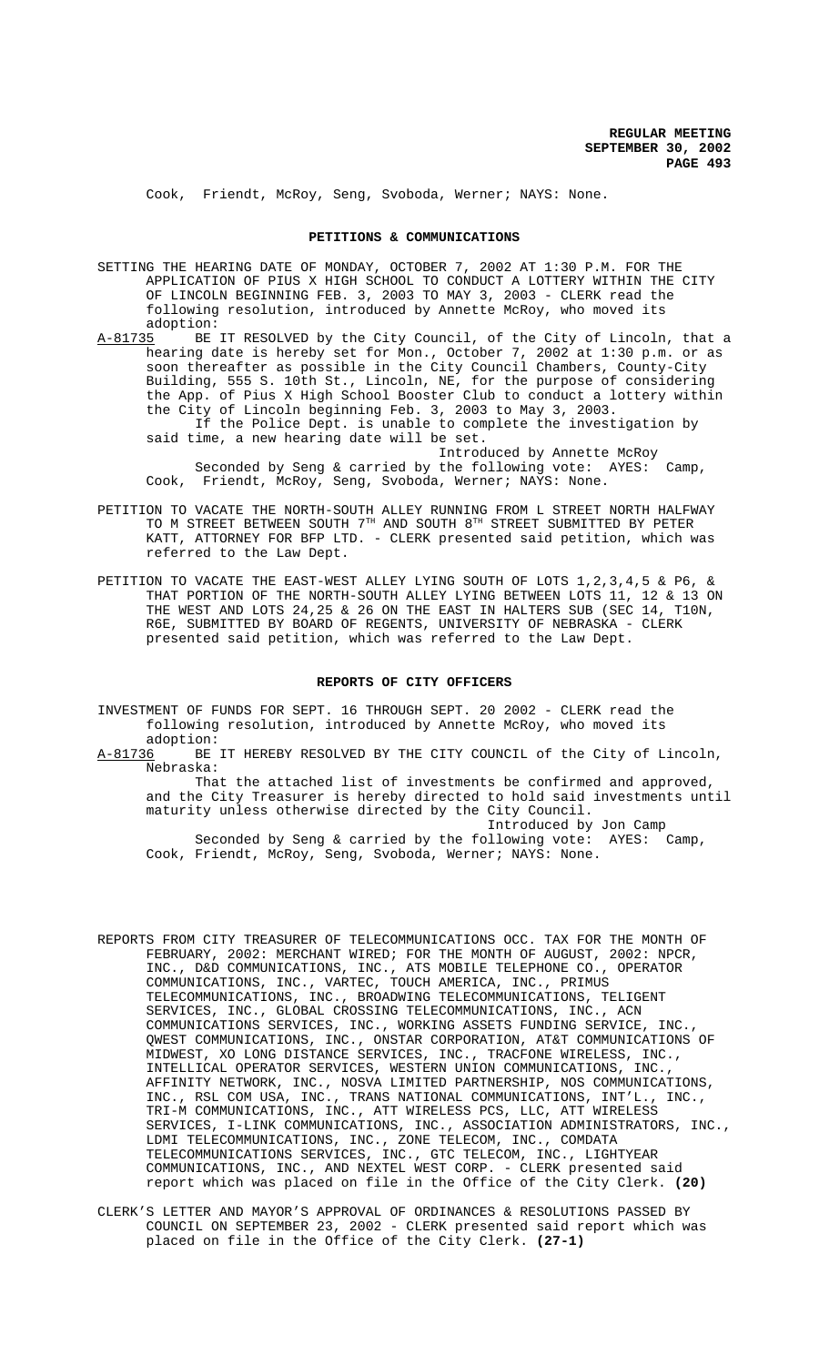Cook, Friendt, McRoy, Seng, Svoboda, Werner; NAYS: None.

## PETITIONS & COMMUNICATIONS

SETTING THE HEARING DATE OF MONDAY, OCTOBER 7, 2002 AT 1:30 P.M. FOR THE APPLICATION OF PIUS X HIGH SCHOOL TO CONDUCT A LOTTERY WITHIN THE CITY OF LINCOLN BEGINNING FEB. 3, 2003 TO MAY 3, 2003 - CLERK read the following resolution, introduced by Annette McRoy, who moved its adoption:

A-81735 BE IT RESOLVED by the City Council, of the City of Lincoln, that a hearing date is hereby set for Mon., October 7, 2002 at 1:30 p.m. or as soon thereafter as possible in the City Council Chambers, County-City Building, 555 S. 10th St., Lincoln, NE, for the purpose of considering the App. of Pius X High School Booster Club to conduct a lottery within the City of Lincoln beginning Feb. 3, 2003 to May 3, 2003.

If the Police Dept. is unable to complete the investigation by said time, a new hearing date will be set.

Introduced by Annette McRoy

Seconded by Seng & carried by the following vote: AYES: Camp, Cook, Friendt, McRoy, Seng, Svoboda, Werner; NAYS: None.

PETITION TO VACATE THE NORTH-SOUTH ALLEY RUNNING FROM L STREET NORTH HALFWAY TO M STREET BETWEEN SOUTH 7TH AND SOUTH 8TH STREET SUBMITTED BY PETER KATT, ATTORNEY FOR BFP LTD. - CLERK presented said petition, which was referred to the Law Dept.

PETITION TO VACATE THE EAST-WEST ALLEY LYING SOUTH OF LOTS 1,2,3,4,5 & P6, & THAT PORTION OF THE NORTH-SOUTH ALLEY LYING BETWEEN LOTS 11, 12 & 13 ON THE WEST AND LOTS 24,25 & 26 ON THE EAST IN HALTERS SUB (SEC 14, T10N, R6E, SUBMITTED BY BOARD OF REGENTS, UNIVERSITY OF NEBRASKA - CLERK presented said petition, which was referred to the Law Dept.

## REPORTS OF CITY OFFICERS

INVESTMENT OF FUNDS FOR SEPT. 16 THROUGH SEPT. 20 2002 - CLERK read the following resolution, introduced by Annette McRoy, who moved its adoption:

A-81736 BE IT HEREBY RESOLVED BY THE CITY COUNCIL of the City of Lincoln, Nebraska:

That the attached list of investments be confirmed and approved, and the City Treasurer is hereby directed to hold said investments until maturity unless otherwise directed by the City Council.

Introduced by Jon Camp

Seconded by Seng & carried by the following vote: AYES: Camp, Cook, Friendt, McRoy, Seng, Svoboda, Werner; NAYS: None.

REPORTS FROM CITY TREASURER OF TELECOMMUNICATIONS OCC. TAX FOR THE MONTH OF FEBRUARY, 2002: MERCHANT WIRED; FOR THE MONTH OF AUGUST, 2002: NPCR, INC., D&D COMMUNICATIONS, INC., ATS MOBILE TELEPHONE CO., OPERATOR COMMUNICATIONS, INC., VARTEC, TOUCH AMERICA, INC., PRIMUS TELECOMMUNICATIONS, INC., BROADWING TELECOMMUNICATIONS, TELIGENT SERVICES, INC., GLOBAL CROSSING TELECOMMUNICATIONS, INC., ACN COMMUNICATIONS SERVICES, INC., WORKING ASSETS FUNDING SERVICE, INC., QWEST COMMUNICATIONS, INC., ONSTAR CORPORATION, AT&T COMMUNICATIONS OF MIDWEST, XO LONG DISTANCE SERVICES, INC., TRACFONE WIRELESS, INC., INTELLICAL OPERATOR SERVICES, WESTERN UNION COMMUNICATIONS, INC., AFFINITY NETWORK, INC., NOSVA LIMITED PARTNERSHIP, NOS COMMUNICATIONS, INC., RSL COM USA, INC., TRANS NATIONAL COMMUNICATIONS, INT'L., INC., TRI-M COMMUNICATIONS, INC., ATT WIRELESS PCS, LLC, ATT WIRELESS SERVICES, I-LINK COMMUNICATIONS, INC., ASSOCIATION ADMINISTRATORS, INC., LDMI TELECOMMUNICATIONS, INC., ZONE TELECOM, INC., COMDATA TELECOMMUNICATIONS SERVICES, INC., GTC TELECOM, INC., LIGHTYEAR COMMUNICATIONS, INC., AND NEXTEL WEST CORP. - CLERK presented said report which was placed on file in the Office of the City Clerk. **(20)**

CLERK'S LETTER AND MAYOR'S APPROVAL OF ORDINANCES & RESOLUTIONS PASSED BY COUNCIL ON SEPTEMBER 23, 2002 - CLERK presented said report which was placed on file in the Office of the City Clerk. **(27-1)**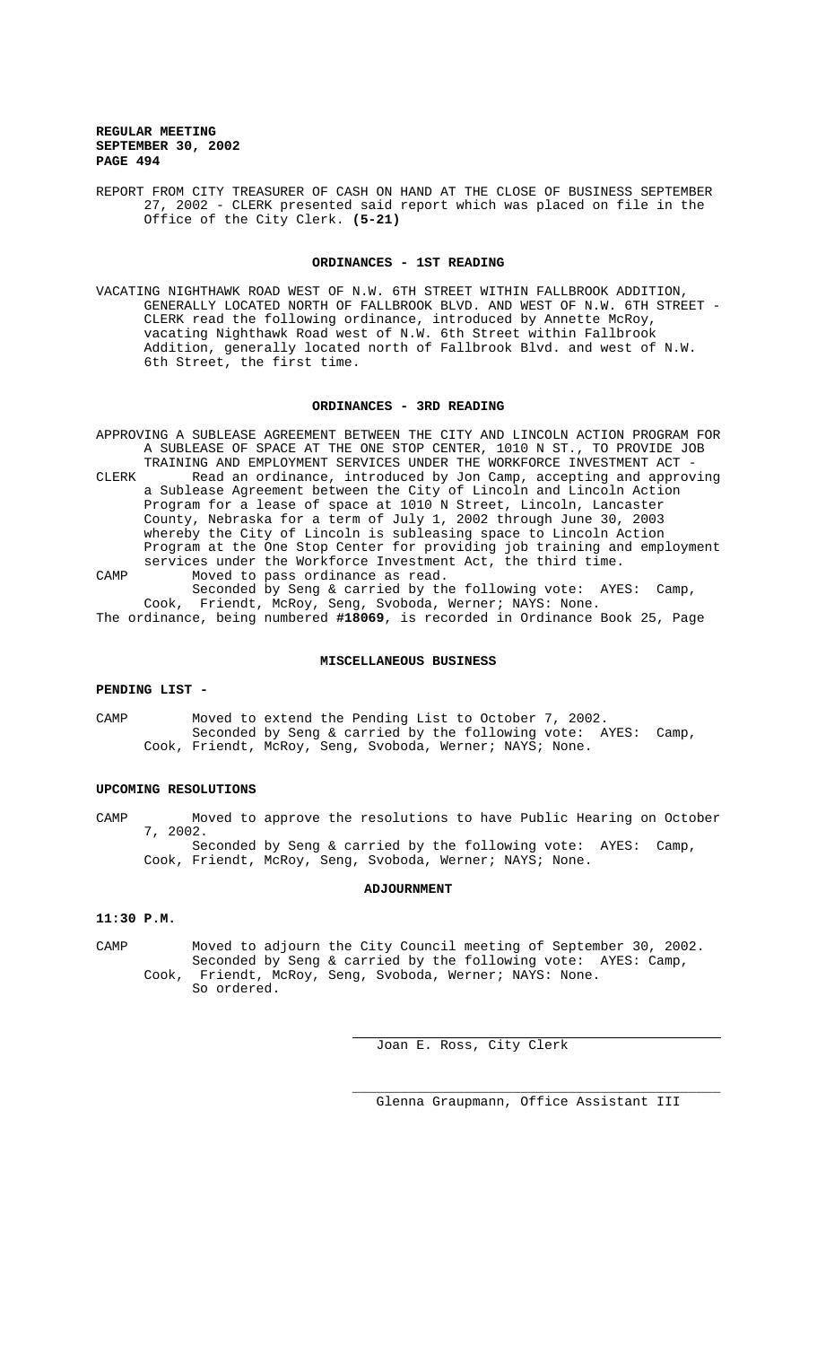REPORT FROM CITY TREASURER OF CASH ON HAND AT THE CLOSE OF BUSINESS SEPTEMBER 27, 2002 - CLERK presented said report which was placed on file in the Office of the City Clerk. **(5-21)**

## ORDINANCES - 1ST READING

VACATING NIGHTHAWK ROAD WEST OF N.W. 6TH STREET WITHIN FALLBROOK ADDITION, GENERALLY LOCATED NORTH OF FALLBROOK BLVD. AND WEST OF N.W. 6TH STREET - CLERK read the following ordinance, introduced by Annette McRoy, vacating Nighthawk Road west of N.W. 6th Street within Fallbrook Addition, generally located north of Fallbrook Blvd. and west of N.W. 6th Street, the first time.

## ORDINANCES - 3RD READING

APPROVING A SUBLEASE AGREEMENT BETWEEN THE CITY AND LINCOLN ACTION PROGRAM FOR A SUBLEASE OF SPACE AT THE ONE STOP CENTER, 1010 N ST., TO PROVIDE JOB TRAINING AND EMPLOYMENT SERVICES UNDER THE WORKFORCE INVESTMENT ACT -

CLERK Read an ordinance, introduced by Jon Camp, accepting and approving a Sublease Agreement between the City of Lincoln and Lincoln Action Program for a lease of space at 1010 N Street, Lincoln, Lancaster County, Nebraska for a term of July 1, 2002 through June 30, 2003 whereby the City of Lincoln is subleasing space to Lincoln Action Program at the One Stop Center for providing job training and employment services under the Workforce Investment Act, the third time.

CAMP Moved to pass ordinance as read.
Seconded by Seng & carried by the following vote: AYES: Camp, Cook, Friendt, McRoy, Seng, Svoboda, Werner; NAYS: None.

The ordinance, being numbered **#18069**, is recorded in Ordinance Book 25, Page

## MISCELLANEOUS BUSINESS

### PENDING LIST -

CAMP Moved to extend the Pending List to October 7, 2002.
Seconded by Seng & carried by the following vote: AYES: Camp, Cook, Friendt, McRoy, Seng, Svoboda, Werner; NAYS; None.

### UPCOMING RESOLUTIONS

CAMP Moved to approve the resolutions to have Public Hearing on October 7, 2002.
Seconded by Seng & carried by the following vote: AYES: Camp, Cook, Friendt, McRoy, Seng, Svoboda, Werner; NAYS; None.

## ADJOURNMENT

**11:30 P.M.**

CAMP Moved to adjourn the City Council meeting of September 30, 2002.
Seconded by Seng & carried by the following vote: AYES: Camp, Cook, Friendt, McRoy, Seng, Svoboda, Werner; NAYS: None.
So ordered.

Joan E. Ross, City Clerk

Glenna Graupmann, Office Assistant III